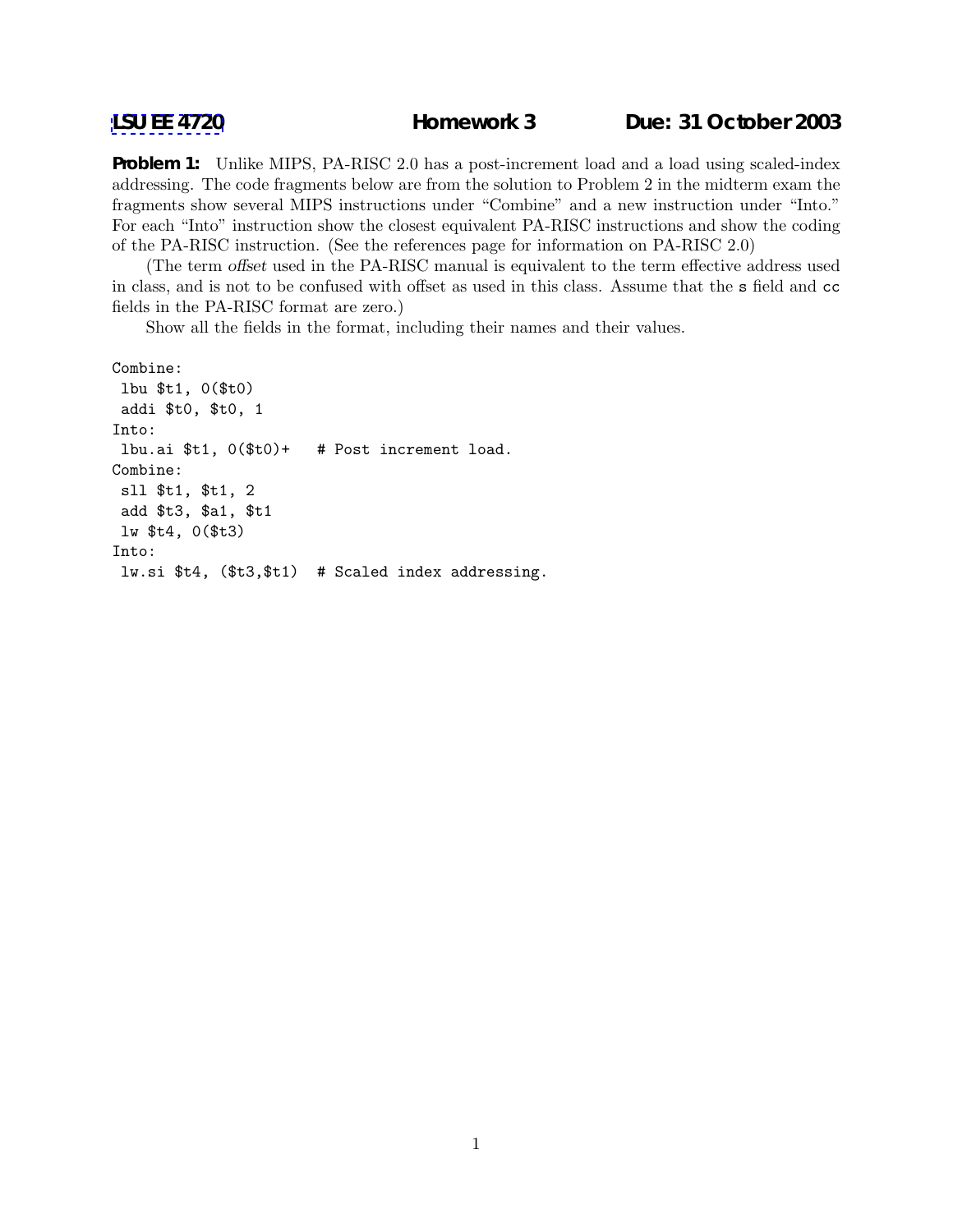LSU EE 4720 **Homework 3** **Due: 31 October 2003**

**Problem 1:** Unlike MIPS, PA-RISC 2.0 has a post-increment load and a load using scaled-index addressing. The code fragments below are from the solution to Problem 2 in the midterm exam the fragments show several MIPS instructions under "Combine" and a new instruction under "Into." For each "Into" instruction show the closest equivalent PA-RISC instructions and show the coding of the PA-RISC instruction. (See the references page for information on PA-RISC 2.0)

(The term *offset* used in the PA-RISC manual is equivalent to the term effective address used in class, and is not to be confused with offset as used in this class. Assume that the `s` field and `cc` fields in the PA-RISC format are zero.)

Show all the fields in the format, including their names and their values.

```
Combine:
 lbu $t1, 0($t0)
 addi $t0, $t0, 1
Into:
 lbu.ai $t1, 0($t0)+   # Post increment load.
Combine:
 sll $t1, $t1, 2
 add $t3, $a1, $t1
 lw $t4, 0($t3)
Into:
 lw.si $t4, ($t3,$t1)  # Scaled index addressing.
```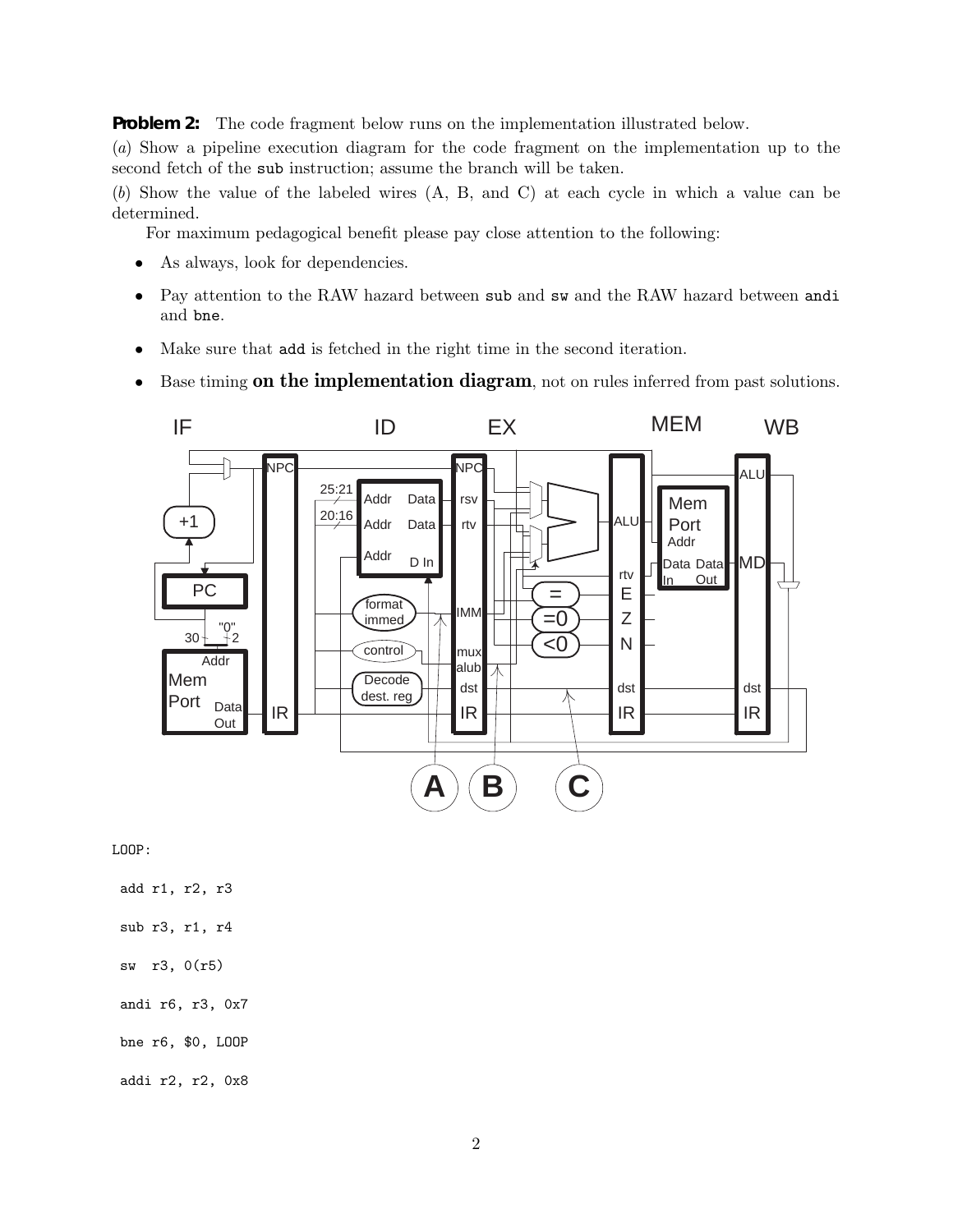**Problem 2:** The code fragment below runs on the implementation illustrated below.

(*a*) Show a pipeline execution diagram for the code fragment on the implementation up to the second fetch of the `sub` instruction; assume the branch will be taken.

(*b*) Show the value of the labeled wires (A, B, and C) at each cycle in which a value can be determined.

For maximum pedagogical benefit please pay close attention to the following:

- As always, look for dependencies.
- Pay attention to the RAW hazard between `sub` and `sw` and the RAW hazard between `andi` and `bne`.
- Make sure that `add` is fetched in the right time in the second iteration.
- Base timing **on the implementation diagram**, not on rules inferred from past solutions.

```
LOOP:
 add r1, r2, r3
 sub r3, r1, r4
 sw  r3, 0(r5)
 andi r6, r3, 0x7
 bne r6, $0, LOOP
 addi r2, r2, 0x8
```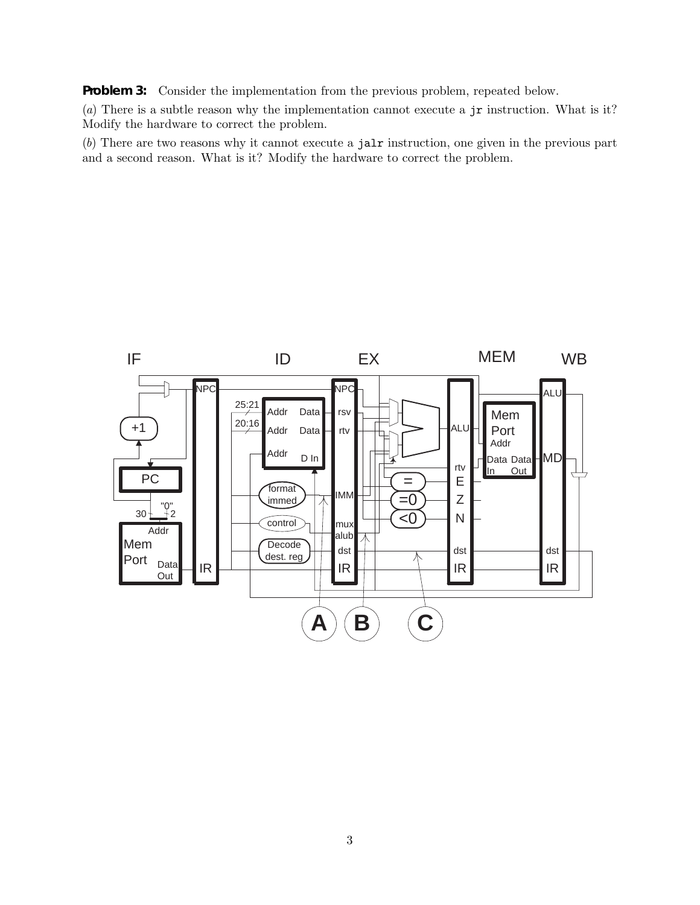**Problem 3:** Consider the implementation from the previous problem, repeated below.

(*a*) There is a subtle reason why the implementation cannot execute a `jr` instruction. What is it? Modify the hardware to correct the problem.

(*b*) There are two reasons why it cannot execute a `jalr` instruction, one given in the previous part and a second reason. What is it? Modify the hardware to correct the problem.

IF ID EX MEM WB

NPC NPC

25:21 20:16

Addr Data rsv
Addr Data rtv
Addr D In

+1

ALU

Mem Port Addr

ALU

PC

format immed

IMM

=
=0
<0

E
Z
N

rtv

Data In Data Out

MD

30 "0" 2

Addr

Mem Port Data Out

control

mux alub

Decode dest. reg

dst

dst

dst

IR IR IR IR

A B C